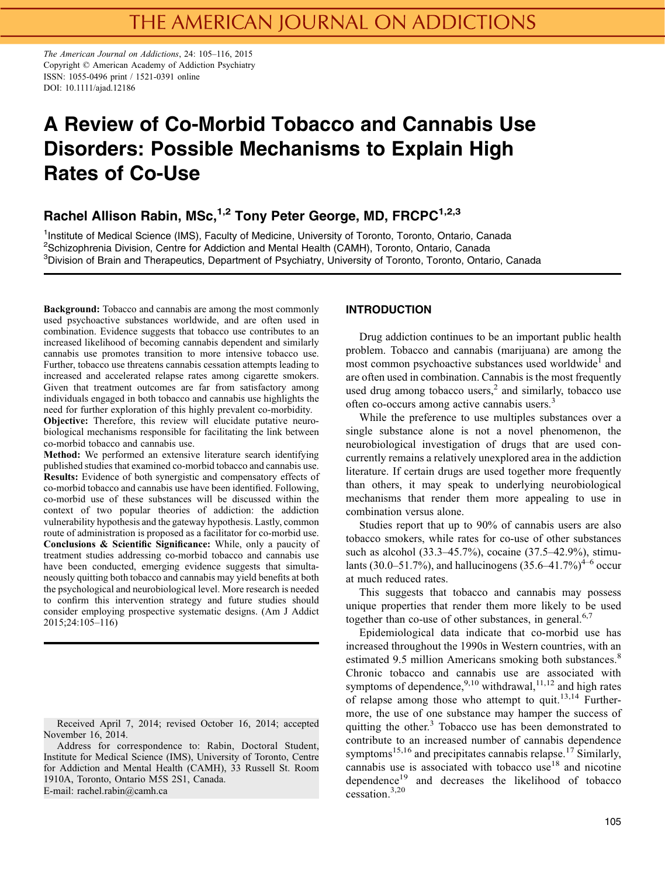# A Review of Co-Morbid Tobacco and Cannabis Use Disorders: Possible Mechanisms to Explain High Rates of Co-Use

**Rachel Allison Rabin, MSc,[1,2] Tony Peter George, MD, FRCPC[1,2,3]**

[1]Institute of Medical Science (IMS), Faculty of Medicine, University of Toronto, Toronto, Ontario, Canada
[2]Schizophrenia Division, Centre for Addiction and Mental Health (CAMH), Toronto, Ontario, Canada
[3]Division of Brain and Therapeutics, Department of Psychiatry, University of Toronto, Toronto, Ontario, Canada

**Background:** Tobacco and cannabis are among the most commonly used psychoactive substances worldwide, and are often used in combination. Evidence suggests that tobacco use contributes to an increased likelihood of becoming cannabis dependent and similarly cannabis use promotes transition to more intensive tobacco use. Further, tobacco use threatens cannabis cessation attempts leading to increased and accelerated relapse rates among cigarette smokers. Given that treatment outcomes are far from satisfactory among individuals engaged in both tobacco and cannabis use highlights the need for further exploration of this highly prevalent co-morbidity.
**Objective:** Therefore, this review will elucidate putative neurobiological mechanisms responsible for facilitating the link between co-morbid tobacco and cannabis use.
**Method:** We performed an extensive literature search identifying published studies that examined co-morbid tobacco and cannabis use.
**Results:** Evidence of both synergistic and compensatory effects of co-morbid tobacco and cannabis use have been identified. Following, co-morbid use of these substances will be discussed within the context of two popular theories of addiction: the addiction vulnerability hypothesis and the gateway hypothesis. Lastly, common route of administration is proposed as a facilitator for co-morbid use.
**Conclusions & Scientific Significance:** While, only a paucity of treatment studies addressing co-morbid tobacco and cannabis use have been conducted, emerging evidence suggests that simultaneously quitting both tobacco and cannabis may yield benefits at both the psychological and neurobiological level. More research is needed to confirm this intervention strategy and future studies should consider employing prospective systematic designs. (Am J Addict 2015;24:105–116)

Received April 7, 2014; revised October 16, 2014; accepted November 16, 2014.
Address for correspondence to: Rabin, Doctoral Student, Institute for Medical Science (IMS), University of Toronto, Centre for Addiction and Mental Health (CAMH), 33 Russell St. Room 1910A, Toronto, Ontario M5S 2S1, Canada.
E-mail: rachel.rabin@camh.ca

## INTRODUCTION

Drug addiction continues to be an important public health problem. Tobacco and cannabis (marijuana) are among the most common psychoactive substances used worldwide[1] and are often used in combination. Cannabis is the most frequently used drug among tobacco users,[2] and similarly, tobacco use often co-occurs among active cannabis users.[3]

While the preference to use multiples substances over a single substance alone is not a novel phenomenon, the neurobiological investigation of drugs that are used concurrently remains a relatively unexplored area in the addiction literature. If certain drugs are used together more frequently than others, it may speak to underlying neurobiological mechanisms that render them more appealing to use in combination versus alone.

Studies report that up to 90% of cannabis users are also tobacco smokers, while rates for co-use of other substances such as alcohol (33.3–45.7%), cocaine (37.5–42.9%), stimulants (30.0–51.7%), and hallucinogens (35.6–41.7%)[4–6] occur at much reduced rates.

This suggests that tobacco and cannabis may possess unique properties that render them more likely to be used together than co-use of other substances, in general.[6,7]

Epidemiological data indicate that co-morbid use has increased throughout the 1990s in Western countries, with an estimated 9.5 million Americans smoking both substances.[8] Chronic tobacco and cannabis use are associated with symptoms of dependence,[9,10] withdrawal,[11,12] and high rates of relapse among those who attempt to quit.[13,14] Furthermore, the use of one substance may hamper the success of quitting the other.[3] Tobacco use has been demonstrated to contribute to an increased number of cannabis dependence symptoms[15,16] and precipitates cannabis relapse.[17] Similarly, cannabis use is associated with tobacco use[18] and nicotine dependence[19] and decreases the likelihood of tobacco cessation.[3,20]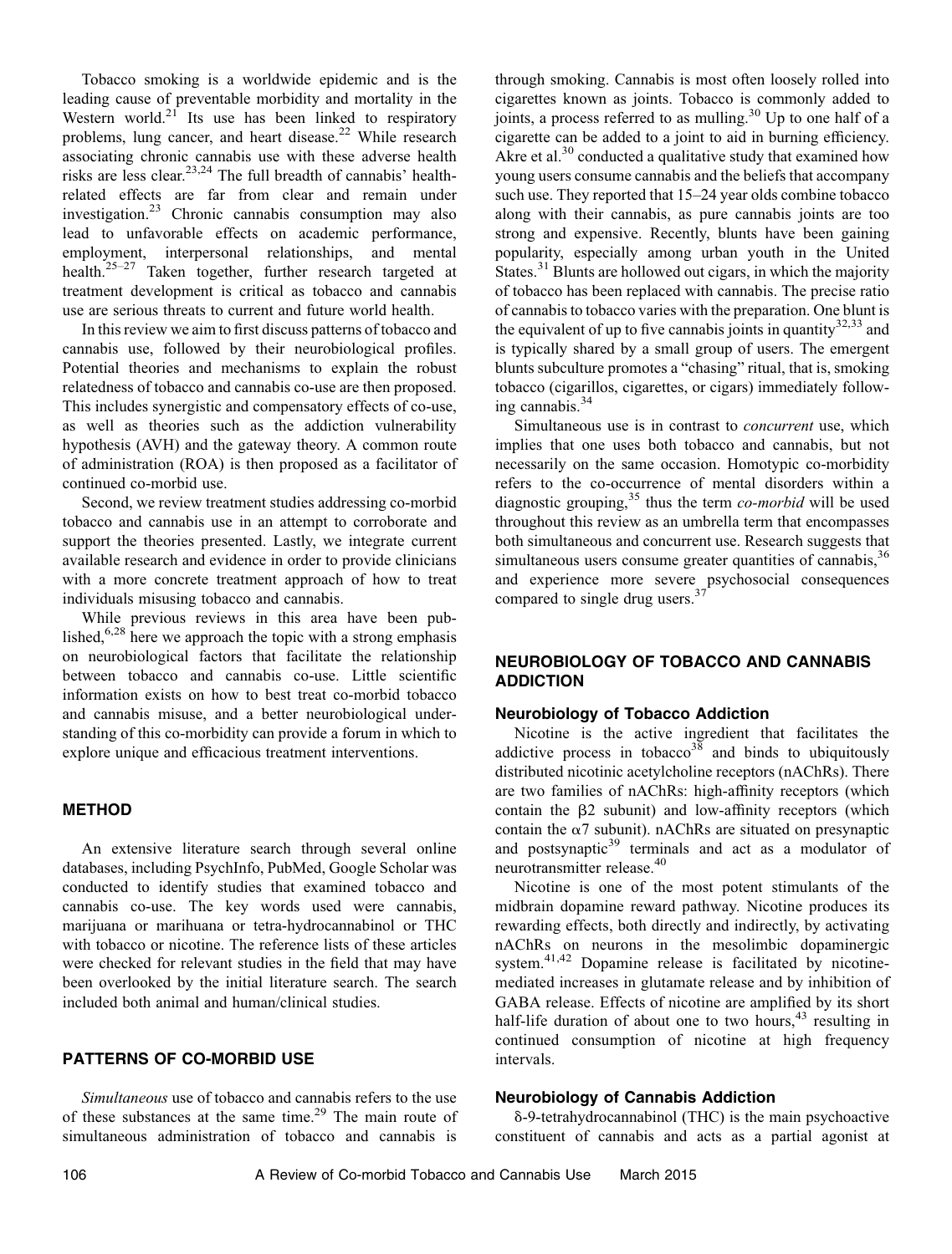Tobacco smoking is a worldwide epidemic and is the leading cause of preventable morbidity and mortality in the Western world.[21] Its use has been linked to respiratory problems, lung cancer, and heart disease.[22] While research associating chronic cannabis use with these adverse health risks are less clear.[23,24] The full breadth of cannabis' health-related effects are far from clear and remain under investigation.[23] Chronic cannabis consumption may also lead to unfavorable effects on academic performance, employment, interpersonal relationships, and mental health.[25–27] Taken together, further research targeted at treatment development is critical as tobacco and cannabis use are serious threats to current and future world health.

In this review we aim to first discuss patterns of tobacco and cannabis use, followed by their neurobiological profiles. Potential theories and mechanisms to explain the robust relatedness of tobacco and cannabis co-use are then proposed. This includes synergistic and compensatory effects of co-use, as well as theories such as the addiction vulnerability hypothesis (AVH) and the gateway theory. A common route of administration (ROA) is then proposed as a facilitator of continued co-morbid use.

Second, we review treatment studies addressing co-morbid tobacco and cannabis use in an attempt to corroborate and support the theories presented. Lastly, we integrate current available research and evidence in order to provide clinicians with a more concrete treatment approach of how to treat individuals misusing tobacco and cannabis.

While previous reviews in this area have been published,[6,28] here we approach the topic with a strong emphasis on neurobiological factors that facilitate the relationship between tobacco and cannabis co-use. Little scientific information exists on how to best treat co-morbid tobacco and cannabis misuse, and a better neurobiological understanding of this co-morbidity can provide a forum in which to explore unique and efficacious treatment interventions.

## METHOD

An extensive literature search through several online databases, including PsychInfo, PubMed, Google Scholar was conducted to identify studies that examined tobacco and cannabis co-use. The key words used were cannabis, marijuana or marihuana or tetra-hydrocannabinol or THC with tobacco or nicotine. The reference lists of these articles were checked for relevant studies in the field that may have been overlooked by the initial literature search. The search included both animal and human/clinical studies.

## PATTERNS OF CO-MORBID USE

*Simultaneous* use of tobacco and cannabis refers to the use of these substances at the same time.[29] The main route of simultaneous administration of tobacco and cannabis is through smoking. Cannabis is most often loosely rolled into cigarettes known as joints. Tobacco is commonly added to joints, a process referred to as mulling.[30] Up to one half of a cigarette can be added to a joint to aid in burning efficiency. Akre et al.[30] conducted a qualitative study that examined how young users consume cannabis and the beliefs that accompany such use. They reported that 15–24 year olds combine tobacco along with their cannabis, as pure cannabis joints are too strong and expensive. Recently, blunts have been gaining popularity, especially among urban youth in the United States.[31] Blunts are hollowed out cigars, in which the majority of tobacco has been replaced with cannabis. The precise ratio of cannabis to tobacco varies with the preparation. One blunt is the equivalent of up to five cannabis joints in quantity[32,33] and is typically shared by a small group of users. The emergent blunts subculture promotes a "chasing" ritual, that is, smoking tobacco (cigarillos, cigarettes, or cigars) immediately following cannabis.[34]

Simultaneous use is in contrast to *concurrent* use, which implies that one uses both tobacco and cannabis, but not necessarily on the same occasion. Homotypic co-morbidity refers to the co-occurrence of mental disorders within a diagnostic grouping,[35] thus the term *co-morbid* will be used throughout this review as an umbrella term that encompasses both simultaneous and concurrent use. Research suggests that simultaneous users consume greater quantities of cannabis,[36] and experience more severe psychosocial consequences compared to single drug users.[37]

## NEUROBIOLOGY OF TOBACCO AND CANNABIS ADDICTION

### Neurobiology of Tobacco Addiction

Nicotine is the active ingredient that facilitates the addictive process in tobacco[38] and binds to ubiquitously distributed nicotinic acetylcholine receptors (nAChRs). There are two families of nAChRs: high-affinity receptors (which contain the $\beta2$ subunit) and low-affinity receptors (which contain the $\alpha7$ subunit). nAChRs are situated on presynaptic and postsynaptic[39] terminals and act as a modulator of neurotransmitter release.[40]

Nicotine is one of the most potent stimulants of the midbrain dopamine reward pathway. Nicotine produces its rewarding effects, both directly and indirectly, by activating nAChRs on neurons in the mesolimbic dopaminergic system.[41,42] Dopamine release is facilitated by nicotine-mediated increases in glutamate release and by inhibition of GABA release. Effects of nicotine are amplified by its short half-life duration of about one to two hours,[43] resulting in continued consumption of nicotine at high frequency intervals.

### Neurobiology of Cannabis Addiction

$\delta$-9-tetrahydrocannabinol (THC) is the main psychoactive constituent of cannabis and acts as a partial agonist at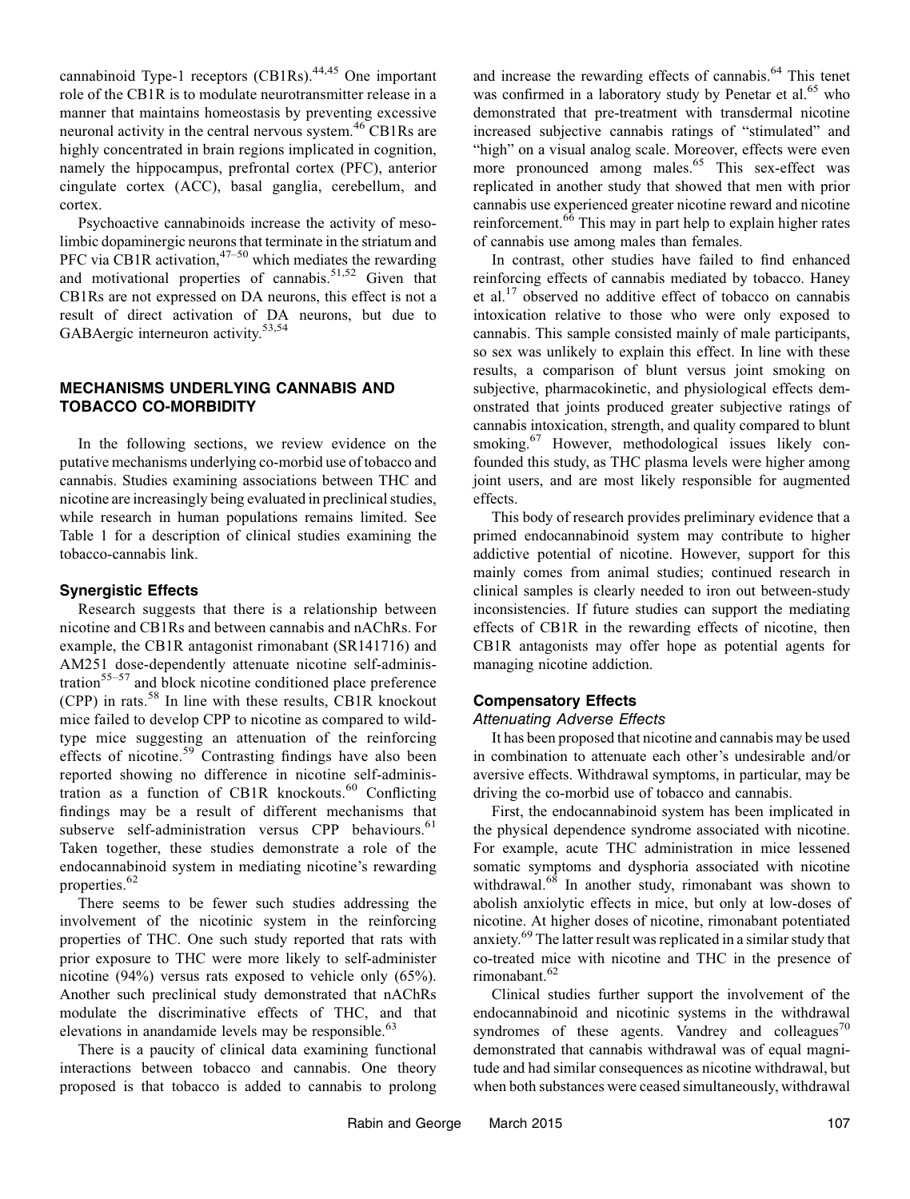cannabinoid Type-1 receptors (CB1Rs).[44,45] One important role of the CB1R is to modulate neurotransmitter release in a manner that maintains homeostasis by preventing excessive neuronal activity in the central nervous system.[46] CB1Rs are highly concentrated in brain regions implicated in cognition, namely the hippocampus, prefrontal cortex (PFC), anterior cingulate cortex (ACC), basal ganglia, cerebellum, and cortex.

Psychoactive cannabinoids increase the activity of mesolimbic dopaminergic neurons that terminate in the striatum and PFC via CB1R activation,[47–50] which mediates the rewarding and motivational properties of cannabis.[51,52] Given that CB1Rs are not expressed on DA neurons, this effect is not a result of direct activation of DA neurons, but due to GABAergic interneuron activity.[53,54]

## MECHANISMS UNDERLYING CANNABIS AND TOBACCO CO-MORBIDITY

In the following sections, we review evidence on the putative mechanisms underlying co-morbid use of tobacco and cannabis. Studies examining associations between THC and nicotine are increasingly being evaluated in preclinical studies, while research in human populations remains limited. See Table 1 for a description of clinical studies examining the tobacco-cannabis link.

### Synergistic Effects

Research suggests that there is a relationship between nicotine and CB1Rs and between cannabis and nAChRs. For example, the CB1R antagonist rimonabant (SR141716) and AM251 dose-dependently attenuate nicotine self-administration[55–57] and block nicotine conditioned place preference (CPP) in rats.[58] In line with these results, CB1R knockout mice failed to develop CPP to nicotine as compared to wild-type mice suggesting an attenuation of the reinforcing effects of nicotine.[59] Contrasting findings have also been reported showing no difference in nicotine self-administration as a function of CB1R knockouts.[60] Conflicting findings may be a result of different mechanisms that subserve self-administration versus CPP behaviours.[61] Taken together, these studies demonstrate a role of the endocannabinoid system in mediating nicotine's rewarding properties.[62]

There seems to be fewer such studies addressing the involvement of the nicotinic system in the reinforcing properties of THC. One such study reported that rats with prior exposure to THC were more likely to self-administer nicotine (94%) versus rats exposed to vehicle only (65%). Another such preclinical study demonstrated that nAChRs modulate the discriminative effects of THC, and that elevations in anandamide levels may be responsible.[63]

There is a paucity of clinical data examining functional interactions between tobacco and cannabis. One theory proposed is that tobacco is added to cannabis to prolong and increase the rewarding effects of cannabis.[64] This tenet was confirmed in a laboratory study by Penetar et al.[65] who demonstrated that pre-treatment with transdermal nicotine increased subjective cannabis ratings of "stimulated" and "high" on a visual analog scale. Moreover, effects were even more pronounced among males.[65] This sex-effect was replicated in another study that showed that men with prior cannabis use experienced greater nicotine reward and nicotine reinforcement.[66] This may in part help to explain higher rates of cannabis use among males than females.

In contrast, other studies have failed to find enhanced reinforcing effects of cannabis mediated by tobacco. Haney et al.[17] observed no additive effect of tobacco on cannabis intoxication relative to those who were only exposed to cannabis. This sample consisted mainly of male participants, so sex was unlikely to explain this effect. In line with these results, a comparison of blunt versus joint smoking on subjective, pharmacokinetic, and physiological effects demonstrated that joints produced greater subjective ratings of cannabis intoxication, strength, and quality compared to blunt smoking.[67] However, methodological issues likely confounded this study, as THC plasma levels were higher among joint users, and are most likely responsible for augmented effects.

This body of research provides preliminary evidence that a primed endocannabinoid system may contribute to higher addictive potential of nicotine. However, support for this mainly comes from animal studies; continued research in clinical samples is clearly needed to iron out between-study inconsistencies. If future studies can support the mediating effects of CB1R in the rewarding effects of nicotine, then CB1R antagonists may offer hope as potential agents for managing nicotine addiction.

### Compensatory Effects

#### *Attenuating Adverse Effects*

It has been proposed that nicotine and cannabis may be used in combination to attenuate each other's undesirable and/or aversive effects. Withdrawal symptoms, in particular, may be driving the co-morbid use of tobacco and cannabis.

First, the endocannabinoid system has been implicated in the physical dependence syndrome associated with nicotine. For example, acute THC administration in mice lessened somatic symptoms and dysphoria associated with nicotine withdrawal.[68] In another study, rimonabant was shown to abolish anxiolytic effects in mice, but only at low-doses of nicotine. At higher doses of nicotine, rimonabant potentiated anxiety.[69] The latter result was replicated in a similar study that co-treated mice with nicotine and THC in the presence of rimonabant.[62]

Clinical studies further support the involvement of the endocannabinoid and nicotinic systems in the withdrawal syndromes of these agents. Vandrey and colleagues[70] demonstrated that cannabis withdrawal was of equal magnitude and had similar consequences as nicotine withdrawal, but when both substances were ceased simultaneously, withdrawal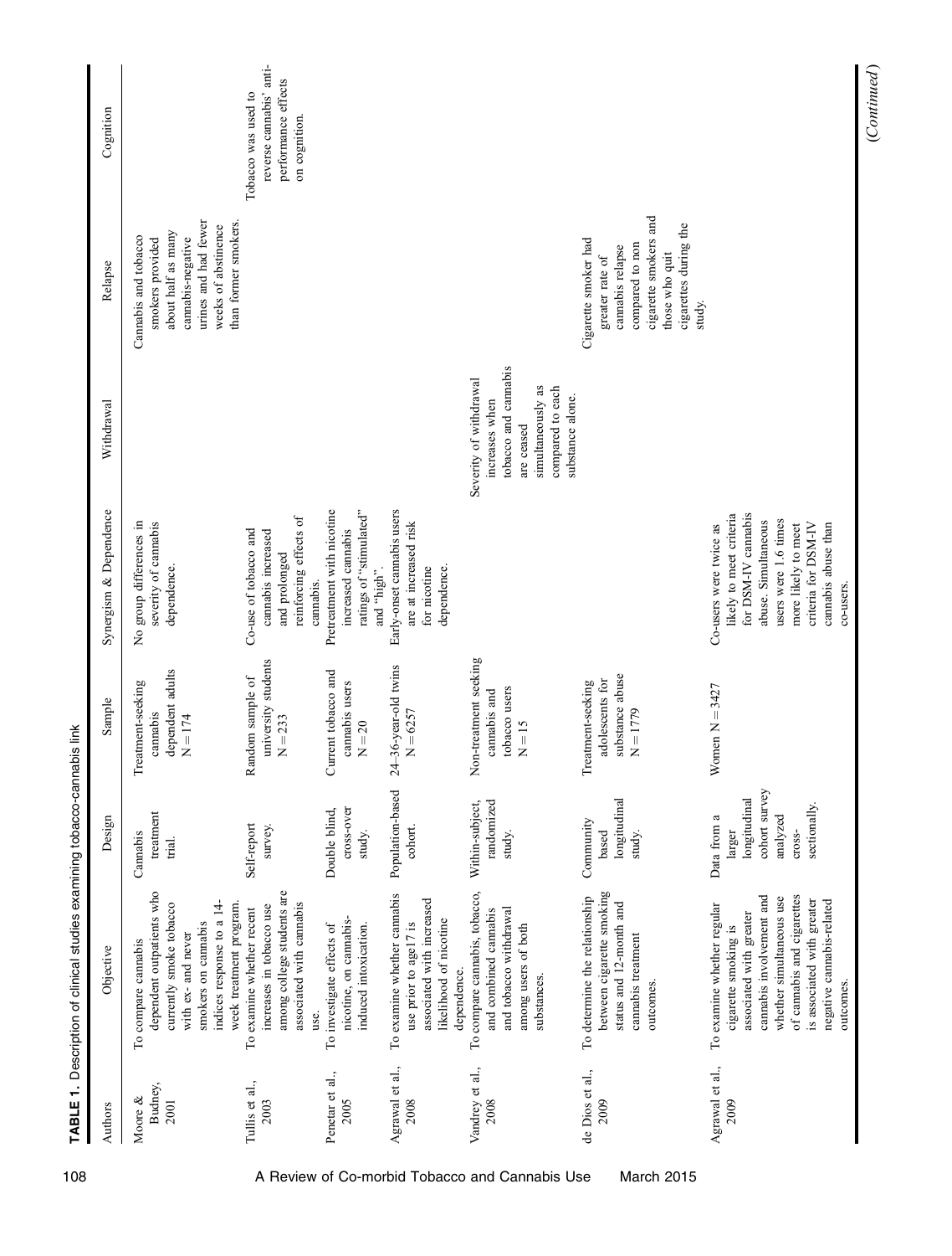**TABLE 1.** Description of clinical studies examining tobacco-cannabis link

| Authors | Objective | Design | Sample | Synergism & Dependence | Withdrawal | Relapse | Cognition |
|---|---|---|---|---|---|---|---|
| Moore & Budney, 2001 | To compare cannabis dependent outpatients who currently smoke tobacco with ex- and never smokers on cannabis indices response to a 14-week treatment program. | Cannabis treatment trial. | Treatment-seeking cannabis dependent adults N = 174 | No group differences in severity of cannabis dependence. | | Cannabis and tobacco smokers provided about half as many cannabis-negative urines and had fewer weeks of abstinence than former smokers. | |
| Tullis et al., 2003 | To examine whether recent increases in tobacco use among college students are associated with cannabis use. | Self-report survey. | Random sample of university students N = 233 | Co-use of tobacco and cannabis increased and prolonged reinforcing effects of cannabis. | | | |
| Penetar et al., 2005 | To investigate effects of nicotine, on cannabis-induced intoxication. | Double blind, cross-over study. | Current tobacco and cannabis users N = 20 | Pretreatment with nicotine increased cannabis ratings of "stimulated" and "high". | | | Tobacco was used to reverse cannabis' anti-performance effects on cognition. |
| Agrawal et al., 2008 | To examine whether cannabis use prior to age17 is associated with increased likelihood of nicotine dependence. | Population-based cohort. | 24–36-year-old twins N = 6257 | Early-onset cannabis users are at increased risk for nicotine dependence. | | | |
| Vandrey et al., 2008 | To compare cannabis, tobacco, and combined cannabis and tobacco withdrawal among users of both substances. | Within-subject, randomized study. | Non-treatment seeking cannabis and tobacco users N = 15 | | Severity of withdrawal increases when tobacco and cannabis are ceased simultaneously as compared to each substance alone. | | |
| de Dios et al., 2009 | To determine the relationship between cigarette smoking status and 12-month and cannabis treatment outcomes. | Community based longitudinal study. | Treatment-seeking adolescents for substance abuse N = 1779 | | | Cigarette smoker had greater rate of cannabis relapse compared to non cigarette smokers and those who quit cigarettes during the study. | |
| Agrawal et al., 2009 | To examine whether regular cigarette smoking is associated with greater cannabis involvement and whether simultaneous use of cannabis and cigarettes is associated with greater negative cannabis-related outcomes. | Data from a larger longitudinal cohort survey analyzed cross-sectionally. | Women N = 3427 | Co-users were twice as likely to meet criteria for DSM-IV cannabis abuse. Simultaneous users were 1.6 times more likely to meet criteria for DSM-IV cannabis abuse than co-users. | | | |

(*Continued*)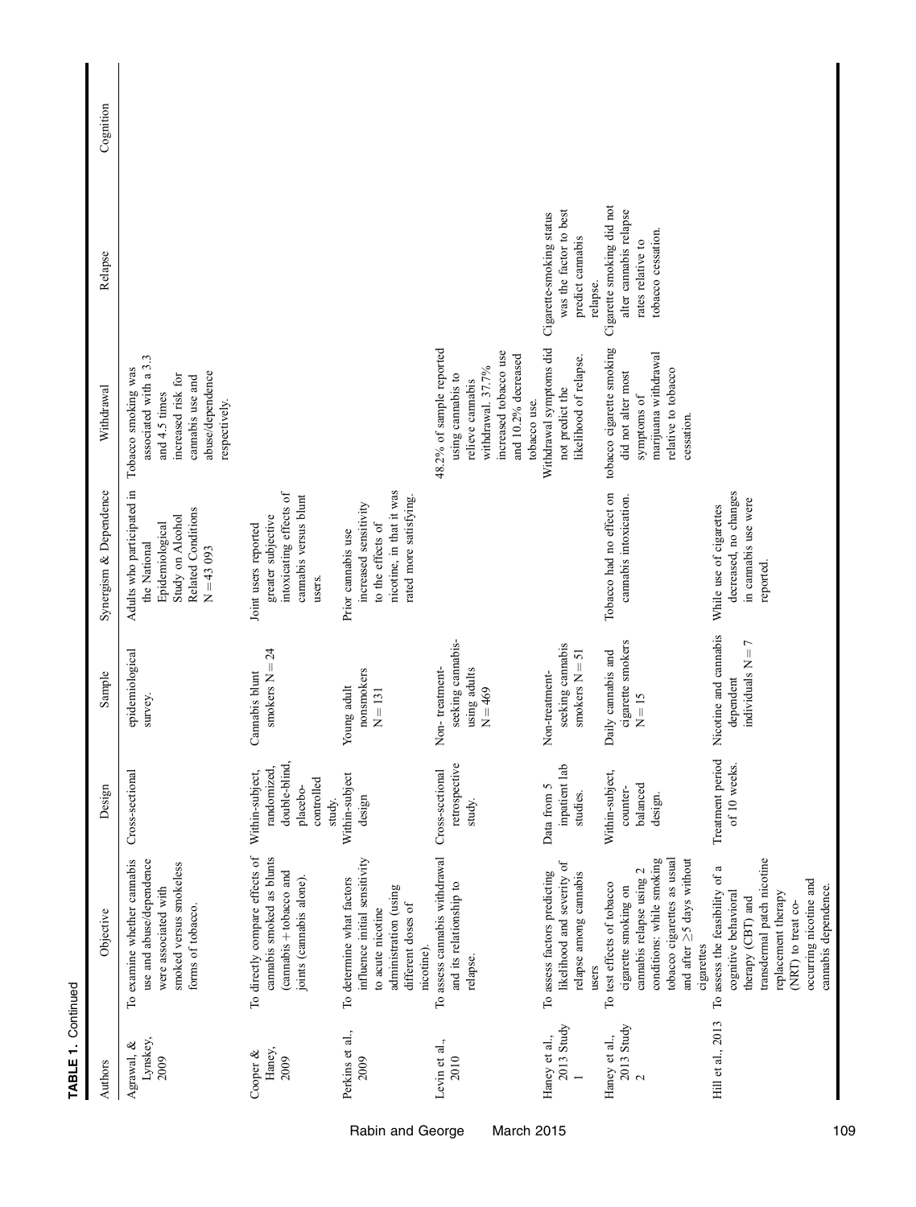**TABLE 1.** Continued

| Authors | Objective | Design | Sample | Synergism & Dependence | Withdrawal | Relapse | Cognition |
|---|---|---|---|---|---|---|---|
| Agrawal, & Lynskey, 2009 | To examine whether cannabis use and abuse/dependence were associated with smoked versus smokeless forms of tobacco. | Cross-sectional | epidemiological survey. | Adults who participated in the National Epidemiological Study on Alcohol Related Conditions N = 43 093 | Tobacco smoking was associated with a 3.3 and 4.5 times increased risk for cannabis use and abuse/dependence respectively. | | |
| Cooper & Haney, 2009 | To directly compare effects of cannabis smoked as blunts (cannabis + tobacco and joints (cannabis alone). | Within-subject, randomized, double-blind, placebo-controlled study. | Cannabis blunt smokers N = 24 | Joint users reported greater subjective intoxicating effects of cannabis versus blunt users. | | | |
| Perkins et al., 2009 | To determine what factors influence initial sensitivity to acute nicotine administration (using different doses of nicotine). | Within-subject design | Young adult nonsmokers N = 131 | Prior cannabis use increased sensitivity to the effects of nicotine, in that it was rated more satisfying. | | | |
| Levin et al., 2010 | To assess cannabis withdrawal and its relationship to relapse. | Cross-sectional retrospective study. | Non- treatment-seeking cannabis-using adults N = 469 | | 48.2% of sample reported using cannabis to relieve cannabis withdrawal. 37.7% increased tobacco use and 10.2% decreased tobacco use. | | |
| Haney et al., 2013 Study 1 | To assess factors predicting likelihood and severity of relapse among cannabis users | Data from 5 inpatient lab studies. | Non-treatment-seeking cannabis smokers N = 51 | | Withdrawal symptoms did not predict the likelihood of relapse. | Cigarette-smoking status was the factor to best predict cannabis relapse. | |
| Haney et al., 2013 Study 2 | To test effects of tobacco cigarette smoking on cannabis relapse using 2 conditions: while smoking tobacco cigarettes as usual and after ≥5 days without cigarettes | Within-subject, counter-balanced design. | Daily cannabis and cigarette smokers N = 15 | Tobacco had no effect on cannabis intoxication. | tobacco cigarette smoking did not alter most symptoms of marijuana withdrawal relative to tobacco cessation. | Cigarette smoking did not alter cannabis relapse rates relative to tobacco cessation. | |
| Hill et al., 2013 | To assess the feasibility of a cognitive behavioral therapy (CBT) and transdermal patch nicotine replacement therapy (NRT) to treat co-occurring nicotine and cannabis dependence. | Treatment period of 10 weeks. | Nicotine and cannabis dependent individuals N = 7 | While use of cigarettes decreased, no changes in cannabis use were reported. | | | |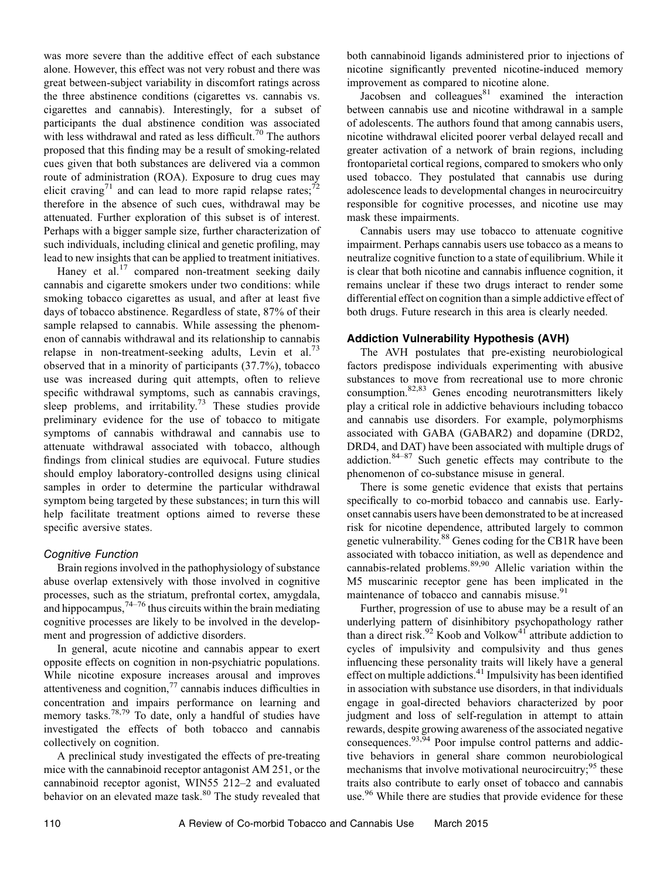was more severe than the additive effect of each substance alone. However, this effect was not very robust and there was great between-subject variability in discomfort ratings across the three abstinence conditions (cigarettes vs. cannabis vs. cigarettes and cannabis). Interestingly, for a subset of participants the dual abstinence condition was associated with less withdrawal and rated as less difficult.[70] The authors proposed that this finding may be a result of smoking-related cues given that both substances are delivered via a common route of administration (ROA). Exposure to drug cues may elicit craving[71] and can lead to more rapid relapse rates;[72] therefore in the absence of such cues, withdrawal may be attenuated. Further exploration of this subset is of interest. Perhaps with a bigger sample size, further characterization of such individuals, including clinical and genetic profiling, may lead to new insights that can be applied to treatment initiatives.

Haney et al.[17] compared non-treatment seeking daily cannabis and cigarette smokers under two conditions: while smoking tobacco cigarettes as usual, and after at least five days of tobacco abstinence. Regardless of state, 87% of their sample relapsed to cannabis. While assessing the phenomenon of cannabis withdrawal and its relationship to cannabis relapse in non-treatment-seeking adults, Levin et al.[73] observed that in a minority of participants (37.7%), tobacco use was increased during quit attempts, often to relieve specific withdrawal symptoms, such as cannabis cravings, sleep problems, and irritability.[73] These studies provide preliminary evidence for the use of tobacco to mitigate symptoms of cannabis withdrawal and cannabis use to attenuate withdrawal associated with tobacco, although findings from clinical studies are equivocal. Future studies should employ laboratory-controlled designs using clinical samples in order to determine the particular withdrawal symptom being targeted by these substances; in turn this will help facilitate treatment options aimed to reverse these specific aversive states.

### *Cognitive Function*

Brain regions involved in the pathophysiology of substance abuse overlap extensively with those involved in cognitive processes, such as the striatum, prefrontal cortex, amygdala, and hippocampus,[74–76] thus circuits within the brain mediating cognitive processes are likely to be involved in the development and progression of addictive disorders.

In general, acute nicotine and cannabis appear to exert opposite effects on cognition in non-psychiatric populations. While nicotine exposure increases arousal and improves attentiveness and cognition,[77] cannabis induces difficulties in concentration and impairs performance on learning and memory tasks.[78,79] To date, only a handful of studies have investigated the effects of both tobacco and cannabis collectively on cognition.

A preclinical study investigated the effects of pre-treating mice with the cannabinoid receptor antagonist AM 251, or the cannabinoid receptor agonist, WIN55 212–2 and evaluated behavior on an elevated maze task.[80] The study revealed that both cannabinoid ligands administered prior to injections of nicotine significantly prevented nicotine-induced memory improvement as compared to nicotine alone.

Jacobsen and colleagues[81] examined the interaction between cannabis use and nicotine withdrawal in a sample of adolescents. The authors found that among cannabis users, nicotine withdrawal elicited poorer verbal delayed recall and greater activation of a network of brain regions, including frontoparietal cortical regions, compared to smokers who only used tobacco. They postulated that cannabis use during adolescence leads to developmental changes in neurocircuitry responsible for cognitive processes, and nicotine use may mask these impairments.

Cannabis users may use tobacco to attenuate cognitive impairment. Perhaps cannabis users use tobacco as a means to neutralize cognitive function to a state of equilibrium. While it is clear that both nicotine and cannabis influence cognition, it remains unclear if these two drugs interact to render some differential effect on cognition than a simple addictive effect of both drugs. Future research in this area is clearly needed.

## Addiction Vulnerability Hypothesis (AVH)

The AVH postulates that pre-existing neurobiological factors predispose individuals experimenting with abusive substances to move from recreational use to more chronic consumption.[82,83] Genes encoding neurotransmitters likely play a critical role in addictive behaviours including tobacco and cannabis use disorders. For example, polymorphisms associated with GABA (GABAR2) and dopamine (DRD2, DRD4, and DAT) have been associated with multiple drugs of addiction.[84–87] Such genetic effects may contribute to the phenomenon of co-substance misuse in general.

There is some genetic evidence that exists that pertains specifically to co-morbid tobacco and cannabis use. Early-onset cannabis users have been demonstrated to be at increased risk for nicotine dependence, attributed largely to common genetic vulnerability.[88] Genes coding for the CB1R have been associated with tobacco initiation, as well as dependence and cannabis-related problems.[89,90] Allelic variation within the M5 muscarinic receptor gene has been implicated in the maintenance of tobacco and cannabis misuse.[91]

Further, progression of use to abuse may be a result of an underlying pattern of disinhibitory psychopathology rather than a direct risk.[92] Koob and Volkow[41] attribute addiction to cycles of impulsivity and compulsivity and thus genes influencing these personality traits will likely have a general effect on multiple addictions.[41] Impulsivity has been identified in association with substance use disorders, in that individuals engage in goal-directed behaviors characterized by poor judgment and loss of self-regulation in attempt to attain rewards, despite growing awareness of the associated negative consequences.[93,94] Poor impulse control patterns and addictive behaviors in general share common neurobiological mechanisms that involve motivational neurocircuitry;[95] these traits also contribute to early onset of tobacco and cannabis use.[96] While there are studies that provide evidence for these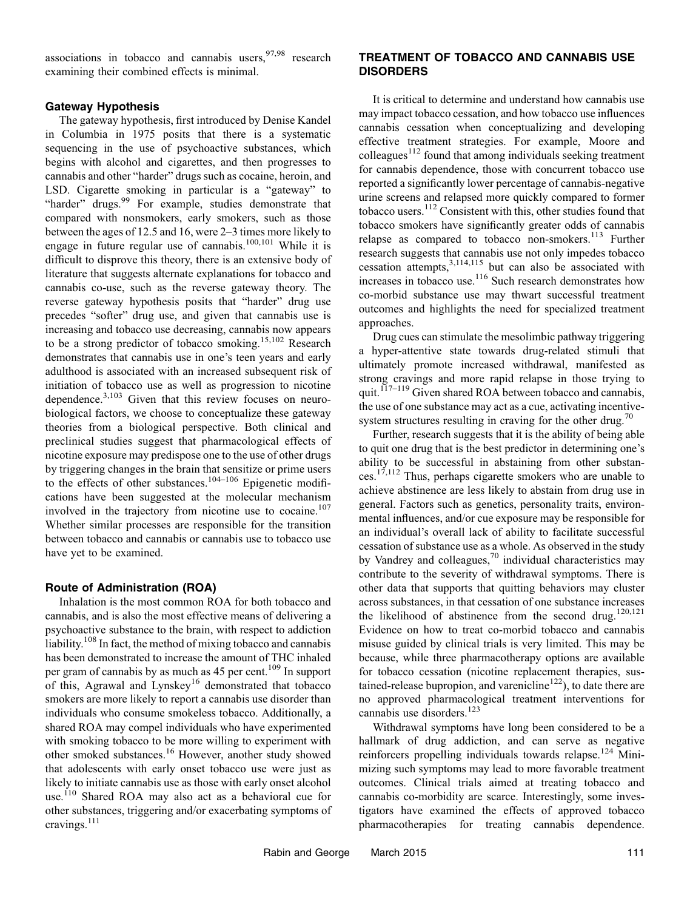associations in tobacco and cannabis users,[97,98] research examining their combined effects is minimal.

### Gateway Hypothesis

The gateway hypothesis, first introduced by Denise Kandel in Columbia in 1975 posits that there is a systematic sequencing in the use of psychoactive substances, which begins with alcohol and cigarettes, and then progresses to cannabis and other "harder" drugs such as cocaine, heroin, and LSD. Cigarette smoking in particular is a "gateway" to "harder" drugs.[99] For example, studies demonstrate that compared with nonsmokers, early smokers, such as those between the ages of 12.5 and 16, were 2–3 times more likely to engage in future regular use of cannabis.[100,101] While it is difficult to disprove this theory, there is an extensive body of literature that suggests alternate explanations for tobacco and cannabis co-use, such as the reverse gateway theory. The reverse gateway hypothesis posits that "harder" drug use precedes "softer" drug use, and given that cannabis use is increasing and tobacco use decreasing, cannabis now appears to be a strong predictor of tobacco smoking.[15,102] Research demonstrates that cannabis use in one's teen years and early adulthood is associated with an increased subsequent risk of initiation of tobacco use as well as progression to nicotine dependence.[3,103] Given that this review focuses on neurobiological factors, we choose to conceptualize these gateway theories from a biological perspective. Both clinical and preclinical studies suggest that pharmacological effects of nicotine exposure may predispose one to the use of other drugs by triggering changes in the brain that sensitize or prime users to the effects of other substances.[104–106] Epigenetic modifications have been suggested at the molecular mechanism involved in the trajectory from nicotine use to cocaine.[107] Whether similar processes are responsible for the transition between tobacco and cannabis or cannabis use to tobacco use have yet to be examined.

### Route of Administration (ROA)

Inhalation is the most common ROA for both tobacco and cannabis, and is also the most effective means of delivering a psychoactive substance to the brain, with respect to addiction liability.[108] In fact, the method of mixing tobacco and cannabis has been demonstrated to increase the amount of THC inhaled per gram of cannabis by as much as 45 per cent.[109] In support of this, Agrawal and Lynskey[16] demonstrated that tobacco smokers are more likely to report a cannabis use disorder than individuals who consume smokeless tobacco. Additionally, a shared ROA may compel individuals who have experimented with smoking tobacco to be more willing to experiment with other smoked substances.[16] However, another study showed that adolescents with early onset tobacco use were just as likely to initiate cannabis use as those with early onset alcohol use.[110] Shared ROA may also act as a behavioral cue for other substances, triggering and/or exacerbating symptoms of cravings.[111]

## TREATMENT OF TOBACCO AND CANNABIS USE DISORDERS

It is critical to determine and understand how cannabis use may impact tobacco cessation, and how tobacco use influences cannabis cessation when conceptualizing and developing effective treatment strategies. For example, Moore and colleagues[112] found that among individuals seeking treatment for cannabis dependence, those with concurrent tobacco use reported a significantly lower percentage of cannabis-negative urine screens and relapsed more quickly compared to former tobacco users.[112] Consistent with this, other studies found that tobacco smokers have significantly greater odds of cannabis relapse as compared to tobacco non-smokers.[113] Further research suggests that cannabis use not only impedes tobacco cessation attempts,[3,114,115] but can also be associated with increases in tobacco use.[116] Such research demonstrates how co-morbid substance use may thwart successful treatment outcomes and highlights the need for specialized treatment approaches.

Drug cues can stimulate the mesolimbic pathway triggering a hyper-attentive state towards drug-related stimuli that ultimately promote increased withdrawal, manifested as strong cravings and more rapid relapse in those trying to quit.[117–119] Given shared ROA between tobacco and cannabis, the use of one substance may act as a cue, activating incentive-system structures resulting in craving for the other drug.[70]

Further, research suggests that it is the ability of being able to quit one drug that is the best predictor in determining one's ability to be successful in abstaining from other substances.[17,112] Thus, perhaps cigarette smokers who are unable to achieve abstinence are less likely to abstain from drug use in general. Factors such as genetics, personality traits, environmental influences, and/or cue exposure may be responsible for an individual's overall lack of ability to facilitate successful cessation of substance use as a whole. As observed in the study by Vandrey and colleagues,[70] individual characteristics may contribute to the severity of withdrawal symptoms. There is other data that supports that quitting behaviors may cluster across substances, in that cessation of one substance increases the likelihood of abstinence from the second drug.[120,121] Evidence on how to treat co-morbid tobacco and cannabis misuse guided by clinical trials is very limited. This may be because, while three pharmacotherapy options are available for tobacco cessation (nicotine replacement therapies, sustained-release bupropion, and varenicline[122]), to date there are no approved pharmacological treatment interventions for cannabis use disorders.[123]

Withdrawal symptoms have long been considered to be a hallmark of drug addiction, and can serve as negative reinforcers propelling individuals towards relapse.[124] Minimizing such symptoms may lead to more favorable treatment outcomes. Clinical trials aimed at treating tobacco and cannabis co-morbidity are scarce. Interestingly, some investigators have examined the effects of approved tobacco pharmacotherapies for treating cannabis dependence.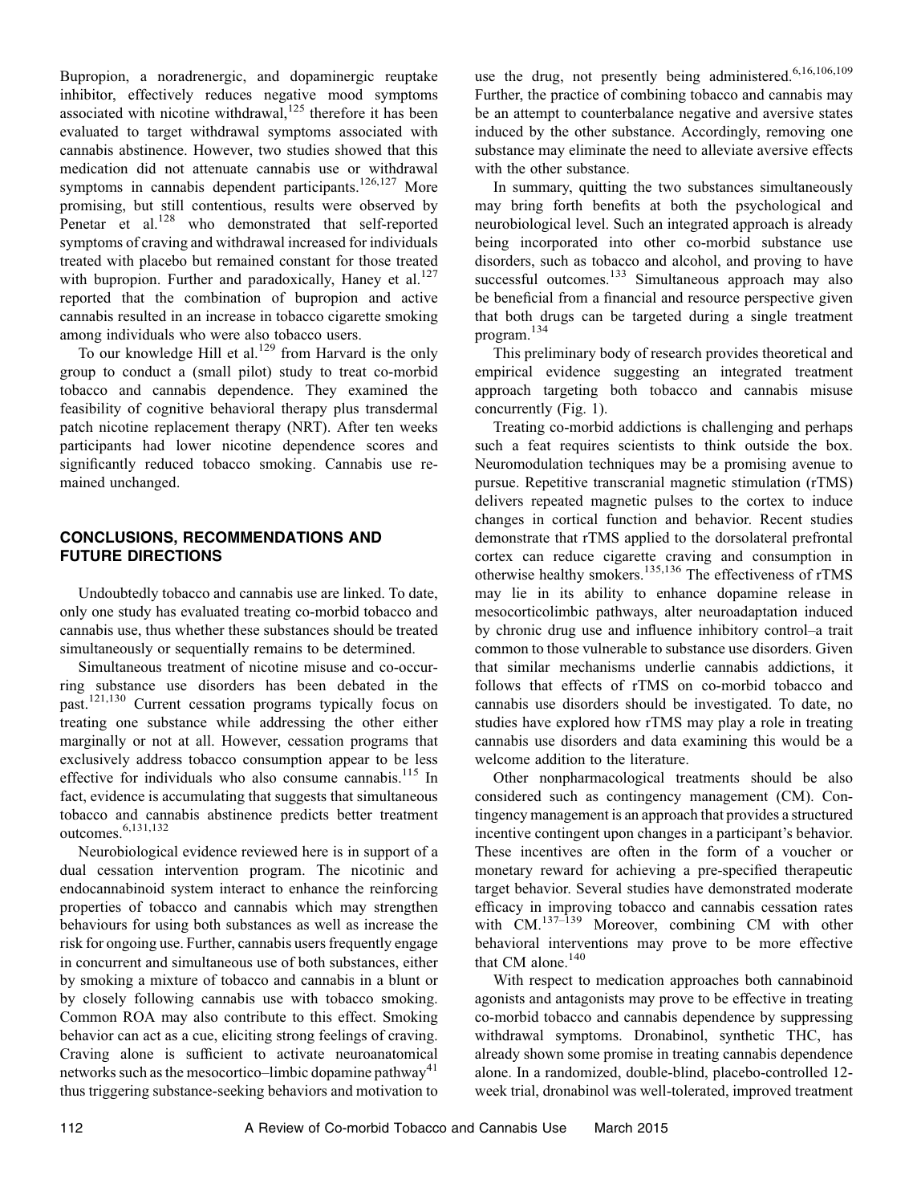Bupropion, a noradrenergic, and dopaminergic reuptake inhibitor, effectively reduces negative mood symptoms associated with nicotine withdrawal,[125] therefore it has been evaluated to target withdrawal symptoms associated with cannabis abstinence. However, two studies showed that this medication did not attenuate cannabis use or withdrawal symptoms in cannabis dependent participants.[126,127] More promising, but still contentious, results were observed by Penetar et al.[128] who demonstrated that self-reported symptoms of craving and withdrawal increased for individuals treated with placebo but remained constant for those treated with bupropion. Further and paradoxically, Haney et al.[127] reported that the combination of bupropion and active cannabis resulted in an increase in tobacco cigarette smoking among individuals who were also tobacco users.

To our knowledge Hill et al.[129] from Harvard is the only group to conduct a (small pilot) study to treat co-morbid tobacco and cannabis dependence. They examined the feasibility of cognitive behavioral therapy plus transdermal patch nicotine replacement therapy (NRT). After ten weeks participants had lower nicotine dependence scores and significantly reduced tobacco smoking. Cannabis use remained unchanged.

## CONCLUSIONS, RECOMMENDATIONS AND FUTURE DIRECTIONS

Undoubtedly tobacco and cannabis use are linked. To date, only one study has evaluated treating co-morbid tobacco and cannabis use, thus whether these substances should be treated simultaneously or sequentially remains to be determined.

Simultaneous treatment of nicotine misuse and co-occurring substance use disorders has been debated in the past.[121,130] Current cessation programs typically focus on treating one substance while addressing the other either marginally or not at all. However, cessation programs that exclusively address tobacco consumption appear to be less effective for individuals who also consume cannabis.[115] In fact, evidence is accumulating that suggests that simultaneous tobacco and cannabis abstinence predicts better treatment outcomes.[6,131,132]

Neurobiological evidence reviewed here is in support of a dual cessation intervention program. The nicotinic and endocannabinoid system interact to enhance the reinforcing properties of tobacco and cannabis which may strengthen behaviours for using both substances as well as increase the risk for ongoing use. Further, cannabis users frequently engage in concurrent and simultaneous use of both substances, either by smoking a mixture of tobacco and cannabis in a blunt or by closely following cannabis use with tobacco smoking. Common ROA may also contribute to this effect. Smoking behavior can act as a cue, eliciting strong feelings of craving. Craving alone is sufficient to activate neuroanatomical networks such as the mesocortico–limbic dopamine pathway[41] thus triggering substance-seeking behaviors and motivation to use the drug, not presently being administered.[6,16,106,109] Further, the practice of combining tobacco and cannabis may be an attempt to counterbalance negative and aversive states induced by the other substance. Accordingly, removing one substance may eliminate the need to alleviate aversive effects with the other substance.

In summary, quitting the two substances simultaneously may bring forth benefits at both the psychological and neurobiological level. Such an integrated approach is already being incorporated into other co-morbid substance use disorders, such as tobacco and alcohol, and proving to have successful outcomes.[133] Simultaneous approach may also be beneficial from a financial and resource perspective given that both drugs can be targeted during a single treatment program.[134]

This preliminary body of research provides theoretical and empirical evidence suggesting an integrated treatment approach targeting both tobacco and cannabis misuse concurrently (Fig. 1).

Treating co-morbid addictions is challenging and perhaps such a feat requires scientists to think outside the box. Neuromodulation techniques may be a promising avenue to pursue. Repetitive transcranial magnetic stimulation (rTMS) delivers repeated magnetic pulses to the cortex to induce changes in cortical function and behavior. Recent studies demonstrate that rTMS applied to the dorsolateral prefrontal cortex can reduce cigarette craving and consumption in otherwise healthy smokers.[135,136] The effectiveness of rTMS may lie in its ability to enhance dopamine release in mesocorticolimbic pathways, alter neuroadaptation induced by chronic drug use and influence inhibitory control–a trait common to those vulnerable to substance use disorders. Given that similar mechanisms underlie cannabis addictions, it follows that effects of rTMS on co-morbid tobacco and cannabis use disorders should be investigated. To date, no studies have explored how rTMS may play a role in treating cannabis use disorders and data examining this would be a welcome addition to the literature.

Other nonpharmacological treatments should be also considered such as contingency management (CM). Contingency management is an approach that provides a structured incentive contingent upon changes in a participant's behavior. These incentives are often in the form of a voucher or monetary reward for achieving a pre-specified therapeutic target behavior. Several studies have demonstrated moderate efficacy in improving tobacco and cannabis cessation rates with CM.[137–139] Moreover, combining CM with other behavioral interventions may prove to be more effective that CM alone.[140]

With respect to medication approaches both cannabinoid agonists and antagonists may prove to be effective in treating co-morbid tobacco and cannabis dependence by suppressing withdrawal symptoms. Dronabinol, synthetic THC, has already shown some promise in treating cannabis dependence alone. In a randomized, double-blind, placebo-controlled 12-week trial, dronabinol was well-tolerated, improved treatment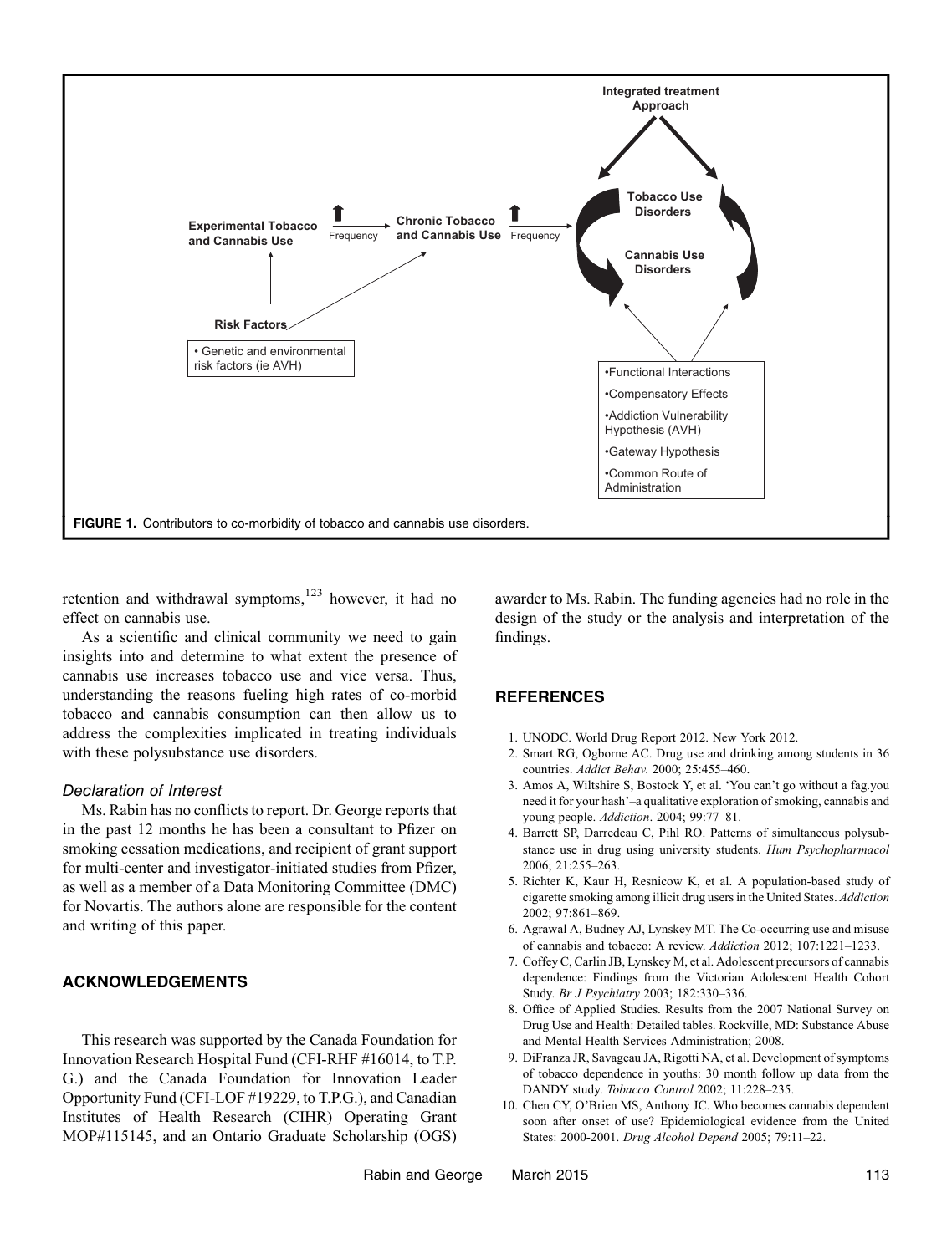FIGURE 1. Contributors to co-morbidity of tobacco and cannabis use disorders.

retention and withdrawal symptoms,[123] however, it had no effect on cannabis use.

As a scientific and clinical community we need to gain insights into and determine to what extent the presence of cannabis use increases tobacco use and vice versa. Thus, understanding the reasons fueling high rates of co-morbid tobacco and cannabis consumption can then allow us to address the complexities implicated in treating individuals with these polysubstance use disorders.

### *Declaration of Interest*

Ms. Rabin has no conflicts to report. Dr. George reports that in the past 12 months he has been a consultant to Pfizer on smoking cessation medications, and recipient of grant support for multi-center and investigator-initiated studies from Pfizer, as well as a member of a Data Monitoring Committee (DMC) for Novartis. The authors alone are responsible for the content and writing of this paper.

## ACKNOWLEDGEMENTS

This research was supported by the Canada Foundation for Innovation Research Hospital Fund (CFI-RHF #16014, to T.P. G.) and the Canada Foundation for Innovation Leader Opportunity Fund (CFI-LOF #19229, to T.P.G.), and Canadian Institutes of Health Research (CIHR) Operating Grant MOP#115145, and an Ontario Graduate Scholarship (OGS) awarder to Ms. Rabin. The funding agencies had no role in the design of the study or the analysis and interpretation of the findings.

## REFERENCES

1. UNODC. World Drug Report 2012. New York 2012.
2. Smart RG, Ogborne AC. Drug use and drinking among students in 36 countries. *Addict Behav*. 2000; 25:455–460.
3. Amos A, Wiltshire S, Bostock Y, et al. 'You can't go without a fag.you need it for your hash'–a qualitative exploration of smoking, cannabis and young people. *Addiction*. 2004; 99:77–81.
4. Barrett SP, Darredeau C, Pihl RO. Patterns of simultaneous polysubstance use in drug using university students. *Hum Psychopharmacol* 2006; 21:255–263.
5. Richter K, Kaur H, Resnicow K, et al. A population-based study of cigarette smoking among illicit drug users in the United States. *Addiction* 2002; 97:861–869.
6. Agrawal A, Budney AJ, Lynskey MT. The Co-occurring use and misuse of cannabis and tobacco: A review. *Addiction* 2012; 107:1221–1233.
7. Coffey C, Carlin JB, Lynskey M, et al. Adolescent precursors of cannabis dependence: Findings from the Victorian Adolescent Health Cohort Study. *Br J Psychiatry* 2003; 182:330–336.
8. Office of Applied Studies. Results from the 2007 National Survey on Drug Use and Health: Detailed tables. Rockville, MD: Substance Abuse and Mental Health Services Administration; 2008.
9. DiFranza JR, Savageau JA, Rigotti NA, et al. Development of symptoms of tobacco dependence in youths: 30 month follow up data from the DANDY study. *Tobacco Control* 2002; 11:228–235.
10. Chen CY, O'Brien MS, Anthony JC. Who becomes cannabis dependent soon after onset of use? Epidemiological evidence from the United States: 2000-2001. *Drug Alcohol Depend* 2005; 79:11–22.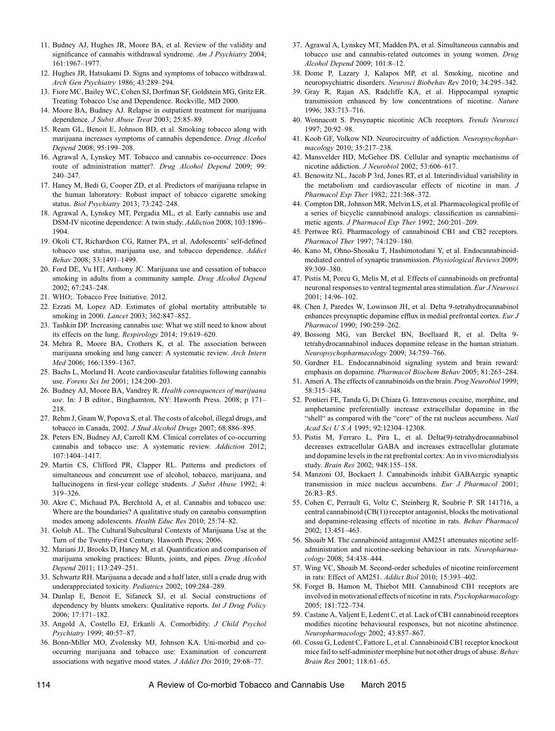11. Budney AJ, Hughes JR, Moore BA, et al. Review of the validity and significance of cannabis withdrawal syndrome. *Am J Psychiatry* 2004; 161:1967–1977.
12. Hughes JR, Hatsukami D. Signs and symptoms of tobacco withdrawal. *Arch Gen Psychiatry* 1986; 43:289–294.
13. Fiore MC, Bailey WC, Cohen SJ, Dorfman SF, Goldstein MG, Gritz ER. Treating Tobacco Use and Dependence. Rockville, MD 2000.
14. Moore BA, Budney AJ. Relapse in outpatient treatment for marijuana dependence. *J Subst Abuse Treat* 2003; 25:85–89.
15. Ream GL, Benoit E, Johnson BD, et al. Smoking tobacco along with marijuana increases symptoms of cannabis dependence. *Drug Alcohol Depend* 2008; 95:199–208.
16. Agrawal A, Lynskey MT. Tobacco and cannabis co-occurrence: Does route of administration matter?. *Drug Alcohol Depend* 2009; 99: 240–247.
17. Haney M, Bedi G, Cooper ZD, et al. Predictors of marijuana relapse in the human laboratory: Robust impact of tobacco cigarette smoking status. *Biol Psychiatry* 2013; 73:242–248.
18. Agrawal A, Lynskey MT, Pergadia ML, et al. Early cannabis use and DSM-IV nicotine dependence: A twin study. *Addiction* 2008; 103:1896–1904.
19. Okoli CT, Richardson CG, Ratner PA, et al. Adolescents' self-defined tobacco use status, marijuana use, and tobacco dependence. *Addict Behav* 2008; 33:1491–1499.
20. Ford DE, Vu HT, Anthony JC. Marijuana use and cessation of tobacco smoking in adults from a community sample. *Drug Alcohol Depend* 2002; 67:243–248.
21. WHO;. Tobacco Free Initiative. 2012.
22. Ezzati M, Lopez AD. Estimates of global mortality attributable to smoking in 2000. *Lancet* 2003; 362:847–852.
23. Tashkin DP. Increasing cannabis use: What we still need to know about its effects on the lung. *Respirology* 2014; 19:619–620.
24. Mehra R, Moore BA, Crothers K, et al. The association between marijuana smoking and lung cancer: A systematic review. *Arch Intern Med* 2006; 166:1359–1367.
25. Bachs L, Morland H. Acute cardiovascular fatalities following cannabis use. *Forens Sci Int* 2001; 124:200–203.
26. Budney AJ, Moore BA, Vandrey R. *Health consequences of marijuana use*. In: J B editor., Binghamton, NY: Haworth Press. 2008; p 171–218.
27. Rehm J, Gnam W, Popova S, et al. The costs of alcohol, illegal drugs, and tobacco in Canada, 2002. *J Stud Alcohol Drugs* 2007; 68:886–895.
28. Peters EN, Budney AJ, Carroll KM. Clinical correlates of co-occurring cannabis and tobacco use: A systematic review. *Addiction* 2012; 107:1404–1417.
29. Martin CS, Clifford PR, Clapper RL. Patterns and predictors of simultaneous and concurrent use of alcohol, tobacco, marijuana, and hallucinogens in first-year college students. *J Subst Abuse* 1992; 4: 319–326.
30. Akre C, Michaud PA, Berchtold A, et al. Cannabis and tobacco use: Where are the boundaries? A qualitative study on cannabis consumption modes among adolescents. *Health Educ Res* 2010; 25:74–82.
31. Golub AL. The Cultural/Subcultural Contexts of Marijuana Use at the Turn of the Twenty-First Century. Haworth Press; 2006.
32. Mariani JJ, Brooks D, Haney M, et al. Quantification and comparison of marijuana smoking practices: Blunts, joints, and pipes. *Drug Alcohol Depend* 2011; 113:249–251.
33. Schwartz RH. Marijuana a decade and a half later, still a crude drug with underappreciated toxicity. *Pediatrics* 2002; 109:284–289.
34. Dunlap E, Benoit E, Sifaneck SJ, et al. Social constructions of dependency by blunts smokers: Qualitative reports. *Int J Drug Policy* 2006; 17:171–182.
35. Angold A, Costello EJ, Erkanli A. Comorbidity. *J Child Psychol Psychiatry* 1999; 40:57–87.
36. Bonn-Miller MO, Zvolensky MJ, Johnson KA. Uni-morbid and co-occurring marijuana and tobacco use: Examination of concurrent associations with negative mood states. *J Addict Dis* 2010; 29:68–77.
37. Agrawal A, Lynskey MT, Madden PA, et al. Simultaneous cannabis and tobacco use and cannabis-related outcomes in young women. *Drug Alcohol Depend* 2009; 101:8–12.
38. Dome P, Lazary J, Kalapos MP, et al. Smoking, nicotine and neuropsychiatric disorders. *Neurosci Biobehav Rev* 2010; 34:295–342.
39. Gray R, Rajan AS, Radcliffe KA, et al. Hippocampal synaptic transmission enhanced by low concentrations of nicotine. *Nature* 1996; 383:713–716.
40. Wonnacott S. Presynaptic nicotinic ACh receptors. *Trends Neurosci* 1997; 20:92–98.
41. Koob GF, Volkow ND. Neurocircuitry of addiction. *Neuropsychopharmacology* 2010; 35:217–238.
42. Mansvelder HD, McGehee DS. Cellular and synaptic mechanisms of nicotine addiction. *J Neurobiol* 2002; 53:606–617.
43. Benowitz NL, Jacob P 3rd, Jones RT, et al. Interindividual variability in the metabolism and cardiovascular effects of nicotine in man. *J Pharmacol Exp Ther* 1982; 221:368–372.
44. Compton DR, Johnson MR, Melvin LS, et al. Pharmacological profile of a series of bicyclic cannabinoid analogs: classification as cannabimimetic agents. *J Pharmacol Exp Ther* 1992; 260:201–209.
45. Pertwee RG. Pharmacology of cannabinoid CB1 and CB2 receptors. *Pharmacol Ther* 1997; 74:129–180.
46. Kano M, Ohno-Shosaku T, Hashimotodani Y, et al. Endocannabinoid-mediated control of synaptic transmission. *Physiological Reviews* 2009; 89:309–380.
47. Pistis M, Porcu G, Melis M, et al. Effects of cannabinoids on prefrontal neuronal responses to ventral tegmental area stimulation. *Eur J Neurosci* 2001; 14:96–102.
48. Chen J, Paredes W, Lowinson JH, et al. Delta 9-tetrahydrocannabinol enhances presynaptic dopamine efflux in medial prefrontal cortex. *Eur J Pharmacol* 1990; 190:259–262.
49. Bossong MG, van Berckel BN, Boellaard R, et al. Delta 9-tetrahydrocannabinol induces dopamine release in the human striatum. *Neuropsychopharmacology* 2009; 34:759–766.
50. Gardner EL. Endocannabinoid signaling system and brain reward: emphasis on dopamine. *Pharmacol Biochem Behav* 2005; 81:263–284.
51. Ameri A. The effects of cannabinoids on the brain. *Prog Neurobiol* 1999; 58:315–348.
52. Pontieri FE, Tanda G, Di Chiara G. Intravenous cocaine, morphine, and amphetamine preferentially increase extracellular dopamine in the "shell" as compared with the "core" of the rat nucleus accumbens. *Natl Acad Sci U S A* 1995; 92:12304–12308.
53. Pistis M, Ferraro L, Pira L, et al. Delta(9)-tetrahydrocannabinol decreases extracellular GABA and increases extracellular glutamate and dopamine levels in the rat prefrontal cortex: An in vivo microdialysis study. *Brain Res* 2002; 948:155–158.
54. Manzoni OJ, Bockaert J. Cannabinoids inhibit GABAergic synaptic transmission in mice nucleus accumbens. *Eur J Pharmacol* 2001; 26:R3–R5.
55. Cohen C, Perrault G, Voltz C, Steinberg R, Soubrie P. SR 141716, a central cannabinoid (CB(1)) receptor antagonist, blocks the motivational and dopamine-releasing effects of nicotine in rats. *Behav Pharmacol* 2002; 13:451–463.
56. Shoaib M. The cannabinoid antagonist AM251 attenuates nicotine self-administration and nicotine-seeking behaviour in rats. *Neuropharmacology* 2008; 54:438–444.
57. Wing VC, Shoaib M. Second-order schedules of nicotine reinforcement in rats: Effect of AM251. *Addict Biol* 2010; 15:393–402.
58. Forget B, Hamon M, Thiebot MH. Cannabinoid CB1 receptors are involved in motivational effects of nicotine in rats. *Psychopharmacology* 2005; 181:722–734.
59. Castane A, Valjent E, Ledent C, et al. Lack of CB1 cannabinoid receptors modifies nicotine behavioural responses, but not nicotine abstinence. *Neuropharmacology* 2002; 43:857–867.
60. Cossu G, Ledent C, Fattore L, et al. Cannabinoid CB1 receptor knockout mice fail to self-administer morphine but not other drugs of abuse. *Behav Brain Res* 2001; 118:61–65.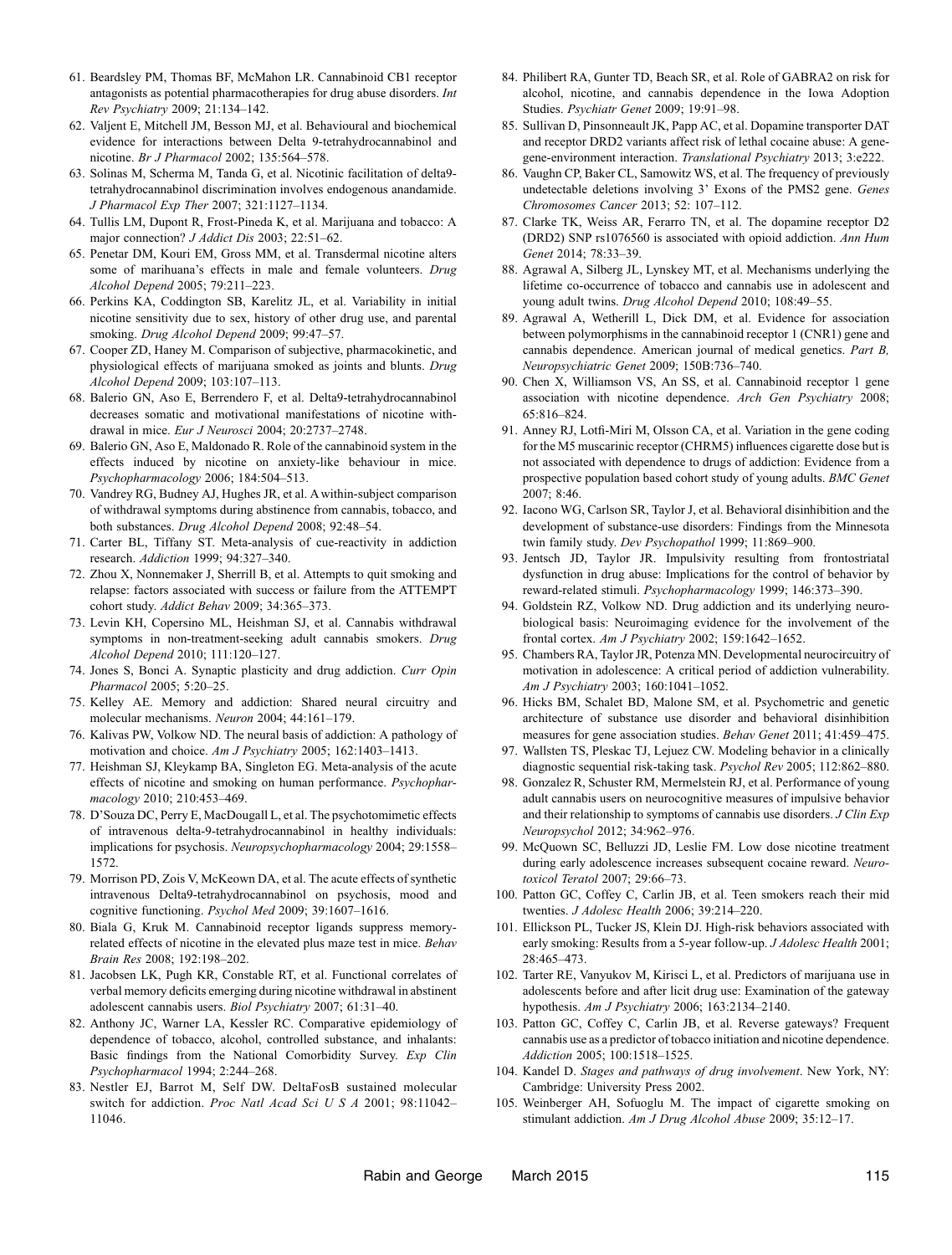61. Beardsley PM, Thomas BF, McMahon LR. Cannabinoid CB1 receptor antagonists as potential pharmacotherapies for drug abuse disorders. *Int Rev Psychiatry* 2009; 21:134–142.
62. Valjent E, Mitchell JM, Besson MJ, et al. Behavioural and biochemical evidence for interactions between Delta 9-tetrahydrocannabinol and nicotine. *Br J Pharmacol* 2002; 135:564–578.
63. Solinas M, Scherma M, Tanda G, et al. Nicotinic facilitation of delta9-tetrahydrocannabinol discrimination involves endogenous anandamide. *J Pharmacol Exp Ther* 2007; 321:1127–1134.
64. Tullis LM, Dupont R, Frost-Pineda K, et al. Marijuana and tobacco: A major connection? *J Addict Dis* 2003; 22:51–62.
65. Penetar DM, Kouri EM, Gross MM, et al. Transdermal nicotine alters some of marihuana's effects in male and female volunteers. *Drug Alcohol Depend* 2005; 79:211–223.
66. Perkins KA, Coddington SB, Karelitz JL, et al. Variability in initial nicotine sensitivity due to sex, history of other drug use, and parental smoking. *Drug Alcohol Depend* 2009; 99:47–57.
67. Cooper ZD, Haney M. Comparison of subjective, pharmacokinetic, and physiological effects of marijuana smoked as joints and blunts. *Drug Alcohol Depend* 2009; 103:107–113.
68. Balerio GN, Aso E, Berrendero F, et al. Delta9-tetrahydrocannabinol decreases somatic and motivational manifestations of nicotine withdrawal in mice. *Eur J Neurosci* 2004; 20:2737–2748.
69. Balerio GN, Aso E, Maldonado R. Role of the cannabinoid system in the effects induced by nicotine on anxiety-like behaviour in mice. *Psychopharmacology* 2006; 184:504–513.
70. Vandrey RG, Budney AJ, Hughes JR, et al. A within-subject comparison of withdrawal symptoms during abstinence from cannabis, tobacco, and both substances. *Drug Alcohol Depend* 2008; 92:48–54.
71. Carter BL, Tiffany ST. Meta-analysis of cue-reactivity in addiction research. *Addiction* 1999; 94:327–340.
72. Zhou X, Nonnemaker J, Sherrill B, et al. Attempts to quit smoking and relapse: factors associated with success or failure from the ATTEMPT cohort study. *Addict Behav* 2009; 34:365–373.
73. Levin KH, Copersino ML, Heishman SJ, et al. Cannabis withdrawal symptoms in non-treatment-seeking adult cannabis smokers. *Drug Alcohol Depend* 2010; 111:120–127.
74. Jones S, Bonci A. Synaptic plasticity and drug addiction. *Curr Opin Pharmacol* 2005; 5:20–25.
75. Kelley AE. Memory and addiction: Shared neural circuitry and molecular mechanisms. *Neuron* 2004; 44:161–179.
76. Kalivas PW, Volkow ND. The neural basis of addiction: A pathology of motivation and choice. *Am J Psychiatry* 2005; 162:1403–1413.
77. Heishman SJ, Kleykamp BA, Singleton EG. Meta-analysis of the acute effects of nicotine and smoking on human performance. *Psychopharmacology* 2010; 210:453–469.
78. D'Souza DC, Perry E, MacDougall L, et al. The psychotomimetic effects of intravenous delta-9-tetrahydrocannabinol in healthy individuals: implications for psychosis. *Neuropsychopharmacology* 2004; 29:1558–1572.
79. Morrison PD, Zois V, McKeown DA, et al. The acute effects of synthetic intravenous Delta9-tetrahydrocannabinol on psychosis, mood and cognitive functioning. *Psychol Med* 2009; 39:1607–1616.
80. Biala G, Kruk M. Cannabinoid receptor ligands suppress memory-related effects of nicotine in the elevated plus maze test in mice. *Behav Brain Res* 2008; 192:198–202.
81. Jacobsen LK, Pugh KR, Constable RT, et al. Functional correlates of verbal memory deficits emerging during nicotine withdrawal in abstinent adolescent cannabis users. *Biol Psychiatry* 2007; 61:31–40.
82. Anthony JC, Warner LA, Kessler RC. Comparative epidemiology of dependence of tobacco, alcohol, controlled substance, and inhalants: Basic findings from the National Comorbidity Survey. *Exp Clin Psychopharmacol* 1994; 2:244–268.
83. Nestler EJ, Barrot M, Self DW. DeltaFosB sustained molecular switch for addiction. *Proc Natl Acad Sci U S A* 2001; 98:11042–11046.
84. Philibert RA, Gunter TD, Beach SR, et al. Role of GABRA2 on risk for alcohol, nicotine, and cannabis dependence in the Iowa Adoption Studies. *Psychiatr Genet* 2009; 19:91–98.
85. Sullivan D, Pinsonneault JK, Papp AC, et al. Dopamine transporter DAT and receptor DRD2 variants affect risk of lethal cocaine abuse: A gene-gene-environment interaction. *Translational Psychiatry* 2013; 3:e222.
86. Vaughn CP, Baker CL, Samowitz WS, et al. The frequency of previously undetectable deletions involving 3' Exons of the PMS2 gene. *Genes Chromosomes Cancer* 2013; 52: 107–112.
87. Clarke TK, Weiss AR, Ferarro TN, et al. The dopamine receptor D2 (DRD2) SNP rs1076560 is associated with opioid addiction. *Ann Hum Genet* 2014; 78:33–39.
88. Agrawal A, Silberg JL, Lynskey MT, et al. Mechanisms underlying the lifetime co-occurrence of tobacco and cannabis use in adolescent and young adult twins. *Drug Alcohol Depend* 2010; 108:49–55.
89. Agrawal A, Wetherill L, Dick DM, et al. Evidence for association between polymorphisms in the cannabinoid receptor 1 (CNR1) gene and cannabis dependence. American journal of medical genetics. *Part B, Neuropsychiatric Genet* 2009; 150B:736–740.
90. Chen X, Williamson VS, An SS, et al. Cannabinoid receptor 1 gene association with nicotine dependence. *Arch Gen Psychiatry* 2008; 65:816–824.
91. Anney RJ, Lotfi-Miri M, Olsson CA, et al. Variation in the gene coding for the M5 muscarinic receptor (CHRM5) influences cigarette dose but is not associated with dependence to drugs of addiction: Evidence from a prospective population based cohort study of young adults. *BMC Genet* 2007; 8:46.
92. Iacono WG, Carlson SR, Taylor J, et al. Behavioral disinhibition and the development of substance-use disorders: Findings from the Minnesota twin family study. *Dev Psychopathol* 1999; 11:869–900.
93. Jentsch JD, Taylor JR. Impulsivity resulting from frontostriatal dysfunction in drug abuse: Implications for the control of behavior by reward-related stimuli. *Psychopharmacology* 1999; 146:373–390.
94. Goldstein RZ, Volkow ND. Drug addiction and its underlying neurobiological basis: Neuroimaging evidence for the involvement of the frontal cortex. *Am J Psychiatry* 2002; 159:1642–1652.
95. Chambers RA, Taylor JR, Potenza MN. Developmental neurocircuitry of motivation in adolescence: A critical period of addiction vulnerability. *Am J Psychiatry* 2003; 160:1041–1052.
96. Hicks BM, Schalet BD, Malone SM, et al. Psychometric and genetic architecture of substance use disorder and behavioral disinhibition measures for gene association studies. *Behav Genet* 2011; 41:459–475.
97. Wallsten TS, Pleskac TJ, Lejuez CW. Modeling behavior in a clinically diagnostic sequential risk-taking task. *Psychol Rev* 2005; 112:862–880.
98. Gonzalez R, Schuster RM, Mermelstein RJ, et al. Performance of young adult cannabis users on neurocognitive measures of impulsive behavior and their relationship to symptoms of cannabis use disorders. *J Clin Exp Neuropsychol* 2012; 34:962–976.
99. McQuown SC, Belluzzi JD, Leslie FM. Low dose nicotine treatment during early adolescence increases subsequent cocaine reward. *Neurotoxicol Teratol* 2007; 29:66–73.
100. Patton GC, Coffey C, Carlin JB, et al. Teen smokers reach their mid twenties. *J Adolesc Health* 2006; 39:214–220.
101. Ellickson PL, Tucker JS, Klein DJ. High-risk behaviors associated with early smoking: Results from a 5-year follow-up. *J Adolesc Health* 2001; 28:465–473.
102. Tarter RE, Vanyukov M, Kirisci L, et al. Predictors of marijuana use in adolescents before and after licit drug use: Examination of the gateway hypothesis. *Am J Psychiatry* 2006; 163:2134–2140.
103. Patton GC, Coffey C, Carlin JB, et al. Reverse gateways? Frequent cannabis use as a predictor of tobacco initiation and nicotine dependence. *Addiction* 2005; 100:1518–1525.
104. Kandel D. *Stages and pathways of drug involvement*. New York, NY: Cambridge: University Press 2002.
105. Weinberger AH, Sofuoglu M. The impact of cigarette smoking on stimulant addiction. *Am J Drug Alcohol Abuse* 2009; 35:12–17.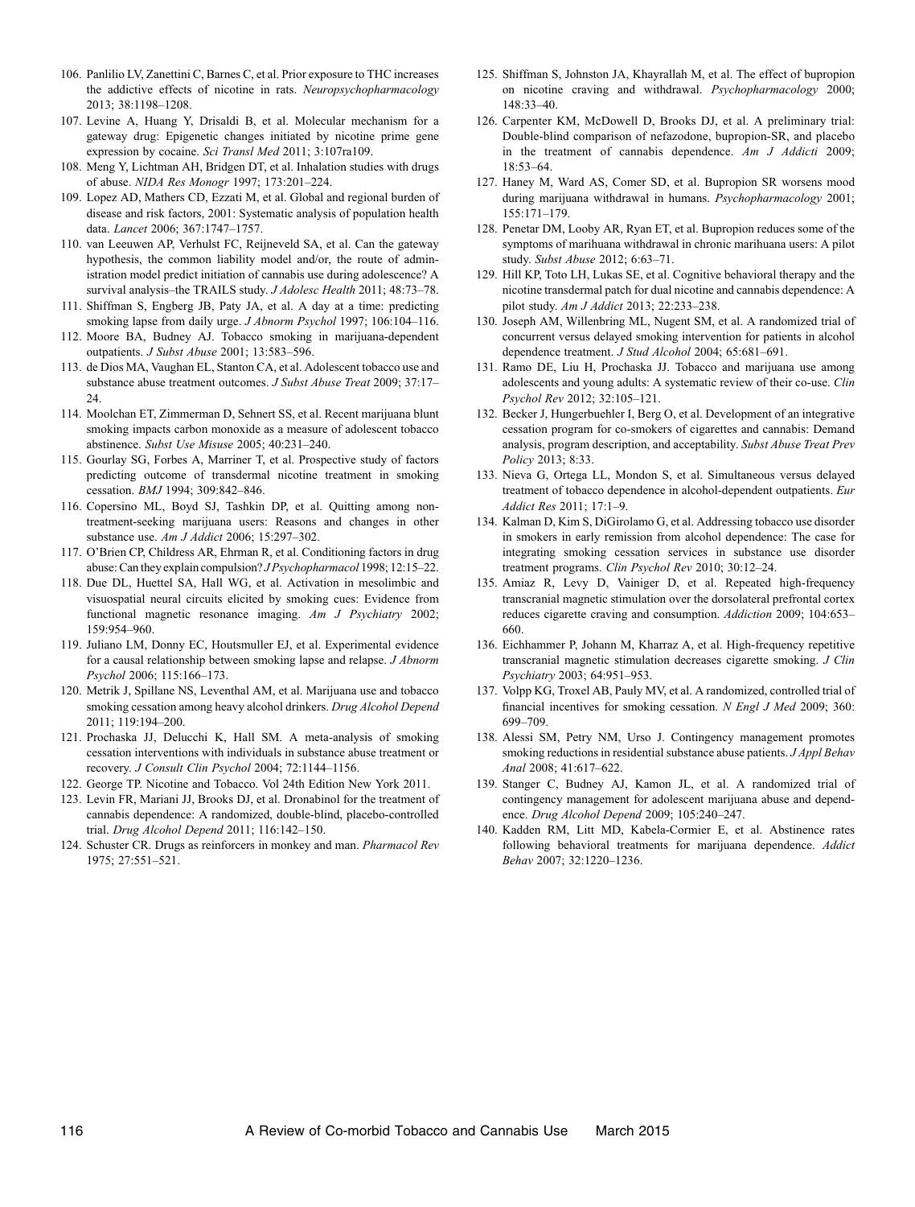106. Panlilio LV, Zanettini C, Barnes C, et al. Prior exposure to THC increases the addictive effects of nicotine in rats. *Neuropsychopharmacology* 2013; 38:1198–1208.
107. Levine A, Huang Y, Drisaldi B, et al. Molecular mechanism for a gateway drug: Epigenetic changes initiated by nicotine prime gene expression by cocaine. *Sci Transl Med* 2011; 3:107ra109.
108. Meng Y, Lichtman AH, Bridgen DT, et al. Inhalation studies with drugs of abuse. *NIDA Res Monogr* 1997; 173:201–224.
109. Lopez AD, Mathers CD, Ezzati M, et al. Global and regional burden of disease and risk factors, 2001: Systematic analysis of population health data. *Lancet* 2006; 367:1747–1757.
110. van Leeuwen AP, Verhulst FC, Reijneveld SA, et al. Can the gateway hypothesis, the common liability model and/or, the route of administration model predict initiation of cannabis use during adolescence? A survival analysis–the TRAILS study. *J Adolesc Health* 2011; 48:73–78.
111. Shiffman S, Engberg JB, Paty JA, et al. A day at a time: predicting smoking lapse from daily urge. *J Abnorm Psychol* 1997; 106:104–116.
112. Moore BA, Budney AJ. Tobacco smoking in marijuana-dependent outpatients. *J Subst Abuse* 2001; 13:583–596.
113. de Dios MA, Vaughan EL, Stanton CA, et al. Adolescent tobacco use and substance abuse treatment outcomes. *J Subst Abuse Treat* 2009; 37:17–24.
114. Moolchan ET, Zimmerman D, Sehnert SS, et al. Recent marijuana blunt smoking impacts carbon monoxide as a measure of adolescent tobacco abstinence. *Subst Use Misuse* 2005; 40:231–240.
115. Gourlay SG, Forbes A, Marriner T, et al. Prospective study of factors predicting outcome of transdermal nicotine treatment in smoking cessation. *BMJ* 1994; 309:842–846.
116. Copersino ML, Boyd SJ, Tashkin DP, et al. Quitting among non-treatment-seeking marijuana users: Reasons and changes in other substance use. *Am J Addict* 2006; 15:297–302.
117. O'Brien CP, Childress AR, Ehrman R, et al. Conditioning factors in drug abuse: Can they explain compulsion? *J Psychopharmacol* 1998; 12:15–22.
118. Due DL, Huettel SA, Hall WG, et al. Activation in mesolimbic and visuospatial neural circuits elicited by smoking cues: Evidence from functional magnetic resonance imaging. *Am J Psychiatry* 2002; 159:954–960.
119. Juliano LM, Donny EC, Houtsmuller EJ, et al. Experimental evidence for a causal relationship between smoking lapse and relapse. *J Abnorm Psychol* 2006; 115:166–173.
120. Metrik J, Spillane NS, Leventhal AM, et al. Marijuana use and tobacco smoking cessation among heavy alcohol drinkers. *Drug Alcohol Depend* 2011; 119:194–200.
121. Prochaska JJ, Delucchi K, Hall SM. A meta-analysis of smoking cessation interventions with individuals in substance abuse treatment or recovery. *J Consult Clin Psychol* 2004; 72:1144–1156.
122. George TP. Nicotine and Tobacco. Vol 24th Edition New York 2011.
123. Levin FR, Mariani JJ, Brooks DJ, et al. Dronabinol for the treatment of cannabis dependence: A randomized, double-blind, placebo-controlled trial. *Drug Alcohol Depend* 2011; 116:142–150.
124. Schuster CR. Drugs as reinforcers in monkey and man. *Pharmacol Rev* 1975; 27:551–521.
125. Shiffman S, Johnston JA, Khayrallah M, et al. The effect of bupropion on nicotine craving and withdrawal. *Psychopharmacology* 2000; 148:33–40.
126. Carpenter KM, McDowell D, Brooks DJ, et al. A preliminary trial: Double-blind comparison of nefazodone, bupropion-SR, and placebo in the treatment of cannabis dependence. *Am J Addicti* 2009; 18:53–64.
127. Haney M, Ward AS, Comer SD, et al. Bupropion SR worsens mood during marijuana withdrawal in humans. *Psychopharmacology* 2001; 155:171–179.
128. Penetar DM, Looby AR, Ryan ET, et al. Bupropion reduces some of the symptoms of marihuana withdrawal in chronic marihuana users: A pilot study. *Subst Abuse* 2012; 6:63–71.
129. Hill KP, Toto LH, Lukas SE, et al. Cognitive behavioral therapy and the nicotine transdermal patch for dual nicotine and cannabis dependence: A pilot study. *Am J Addict* 2013; 22:233–238.
130. Joseph AM, Willenbring ML, Nugent SM, et al. A randomized trial of concurrent versus delayed smoking intervention for patients in alcohol dependence treatment. *J Stud Alcohol* 2004; 65:681–691.
131. Ramo DE, Liu H, Prochaska JJ. Tobacco and marijuana use among adolescents and young adults: A systematic review of their co-use. *Clin Psychol Rev* 2012; 32:105–121.
132. Becker J, Hungerbuehler I, Berg O, et al. Development of an integrative cessation program for co-smokers of cigarettes and cannabis: Demand analysis, program description, and acceptability. *Subst Abuse Treat Prev Policy* 2013; 8:33.
133. Nieva G, Ortega LL, Mondon S, et al. Simultaneous versus delayed treatment of tobacco dependence in alcohol-dependent outpatients. *Eur Addict Res* 2011; 17:1–9.
134. Kalman D, Kim S, DiGirolamo G, et al. Addressing tobacco use disorder in smokers in early remission from alcohol dependence: The case for integrating smoking cessation services in substance use disorder treatment programs. *Clin Psychol Rev* 2010; 30:12–24.
135. Amiaz R, Levy D, Vainiger D, et al. Repeated high-frequency transcranial magnetic stimulation over the dorsolateral prefrontal cortex reduces cigarette craving and consumption. *Addiction* 2009; 104:653–660.
136. Eichhammer P, Johann M, Kharraz A, et al. High-frequency repetitive transcranial magnetic stimulation decreases cigarette smoking. *J Clin Psychiatry* 2003; 64:951–953.
137. Volpp KG, Troxel AB, Pauly MV, et al. A randomized, controlled trial of financial incentives for smoking cessation. *N Engl J Med* 2009; 360: 699–709.
138. Alessi SM, Petry NM, Urso J. Contingency management promotes smoking reductions in residential substance abuse patients. *J Appl Behav Anal* 2008; 41:617–622.
139. Stanger C, Budney AJ, Kamon JL, et al. A randomized trial of contingency management for adolescent marijuana abuse and dependence. *Drug Alcohol Depend* 2009; 105:240–247.
140. Kadden RM, Litt MD, Kabela-Cormier E, et al. Abstinence rates following behavioral treatments for marijuana dependence. *Addict Behav* 2007; 32:1220–1236.